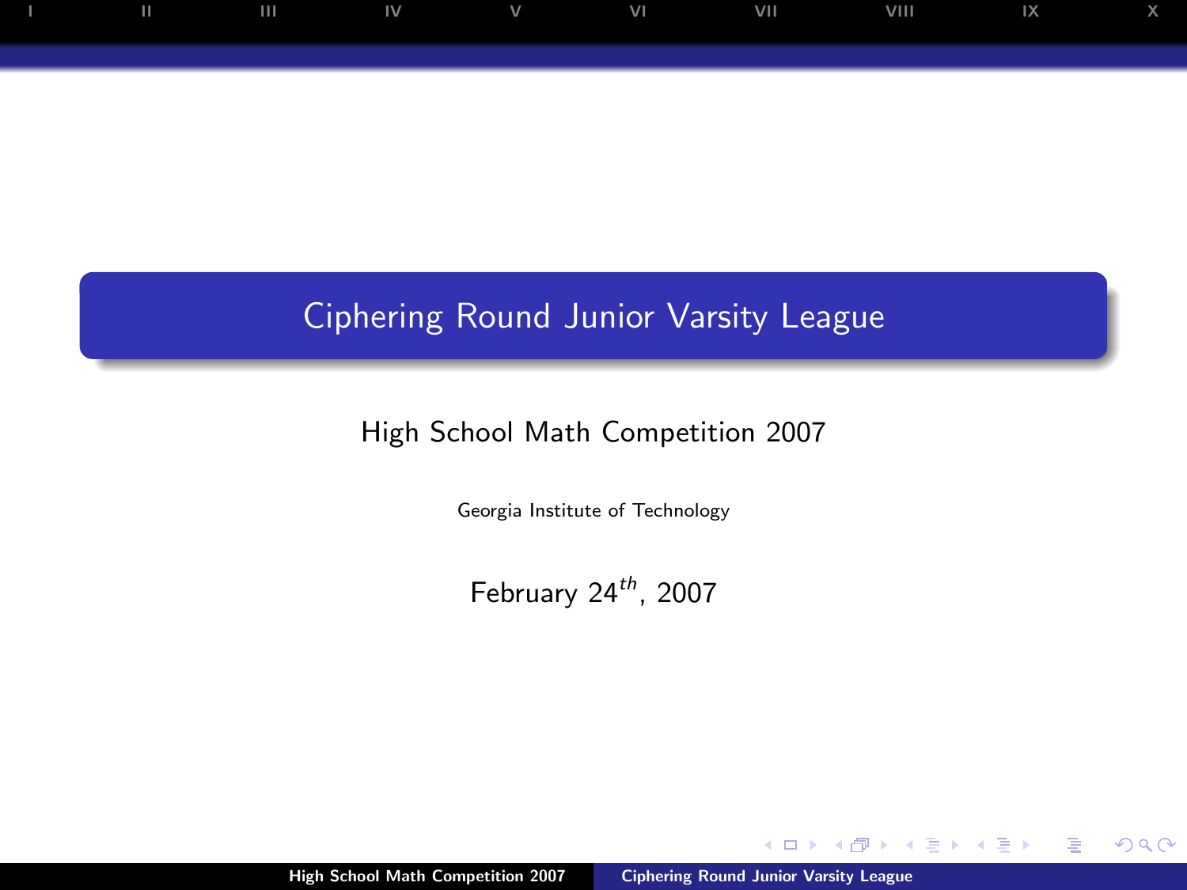# Ciphering Round Junior Varsity League

High School Math Competition 2007

Georgia Institute of Technology

February $24^{th}$, 2007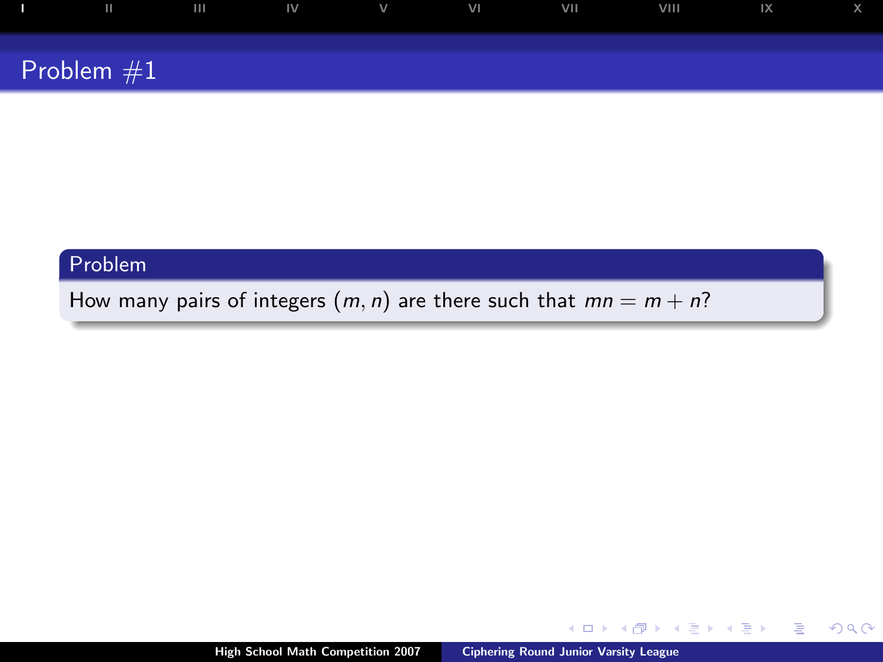## Problem #1

### Problem

How many pairs of integers $(m, n)$ are there such that $mn = m + n$?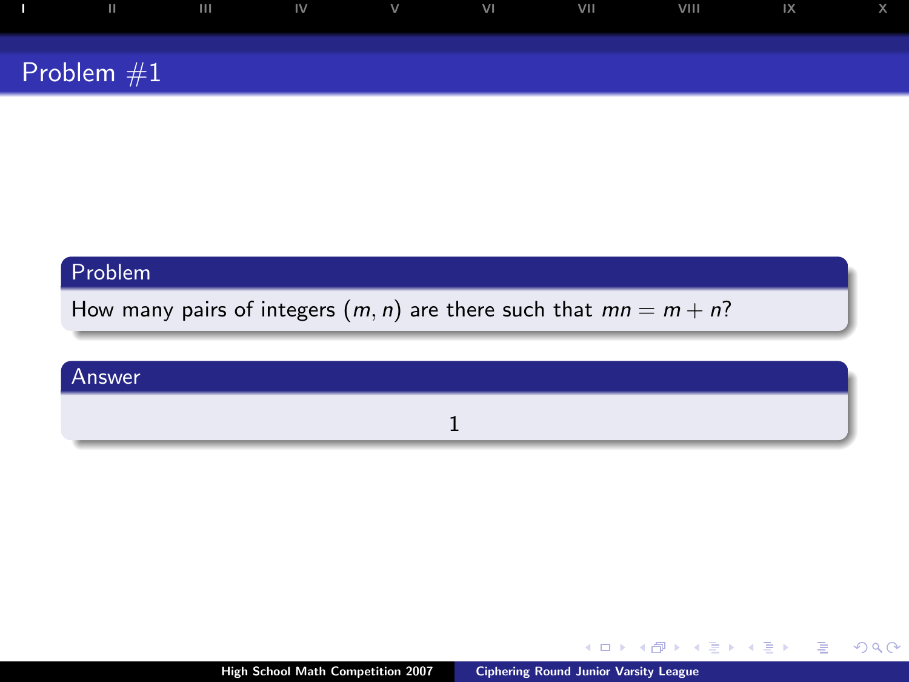## Problem #1

### Problem

How many pairs of integers $(m, n)$ are there such that $mn = m + n$?

### Answer

1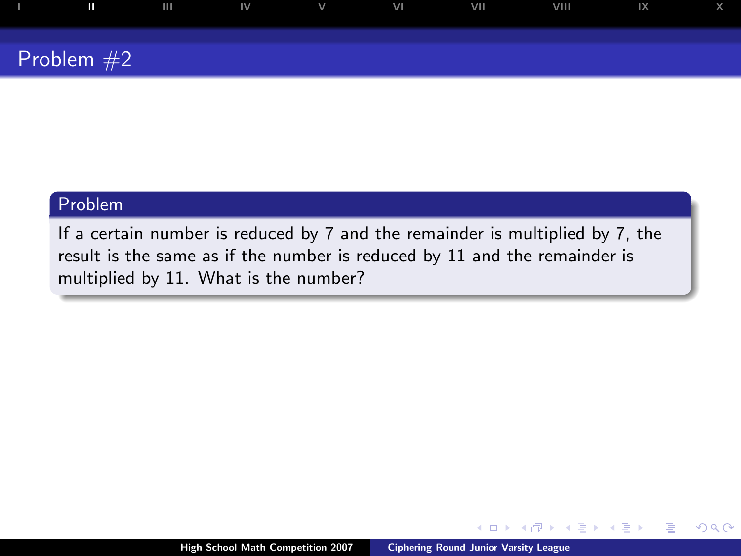# Problem #2

## Problem

If a certain number is reduced by 7 and the remainder is multiplied by 7, the result is the same as if the number is reduced by 11 and the remainder is multiplied by 11. What is the number?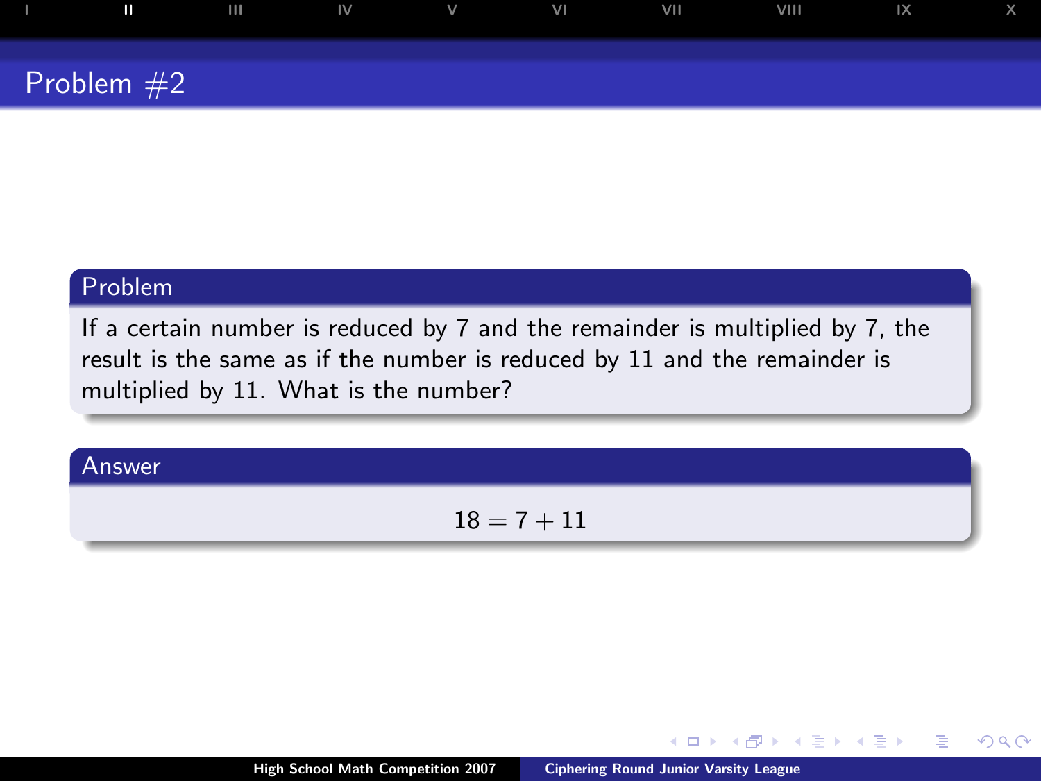# Problem #2

## Problem

If a certain number is reduced by 7 and the remainder is multiplied by 7, the result is the same as if the number is reduced by 11 and the remainder is multiplied by 11. What is the number?

## Answer

$$18 = 7 + 11$$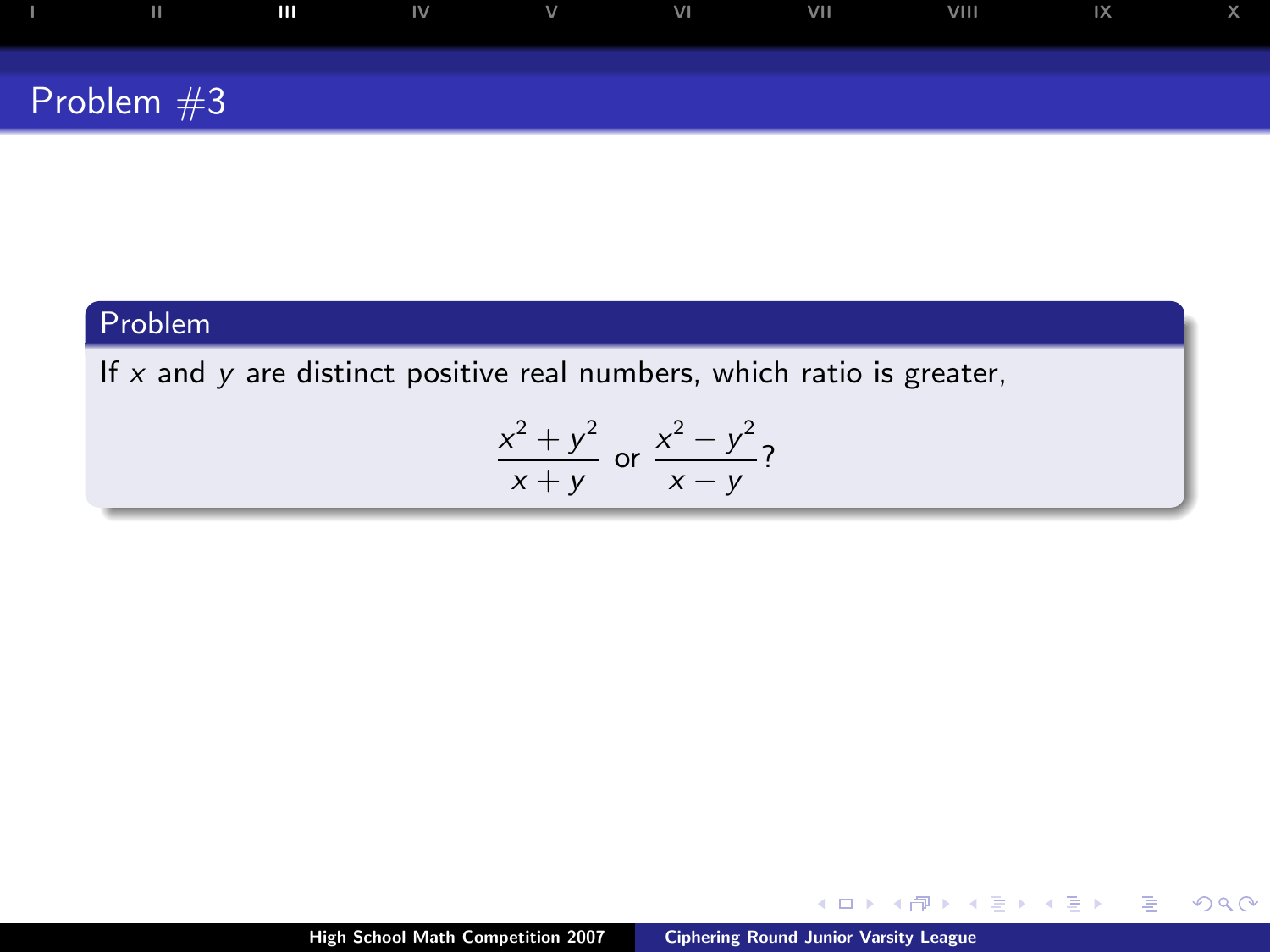# Problem #3

## Problem

If $x$ and $y$ are distinct positive real numbers, which ratio is greater,

$$\frac{x^2 + y^2}{x + y} \text{ or } \frac{x^2 - y^2}{x - y}?$$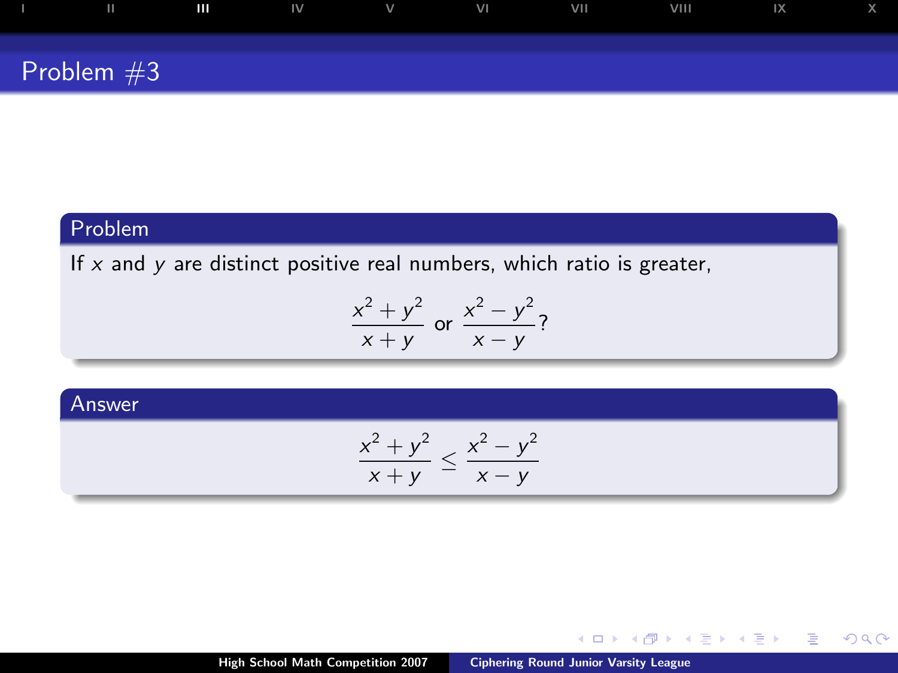# Problem #3

## Problem

If $x$ and $y$ are distinct positive real numbers, which ratio is greater,

$$\frac{x^2 + y^2}{x + y} \text{ or } \frac{x^2 - y^2}{x - y}?$$

## Answer

$$\frac{x^2 + y^2}{x + y} \leq \frac{x^2 - y^2}{x - y}$$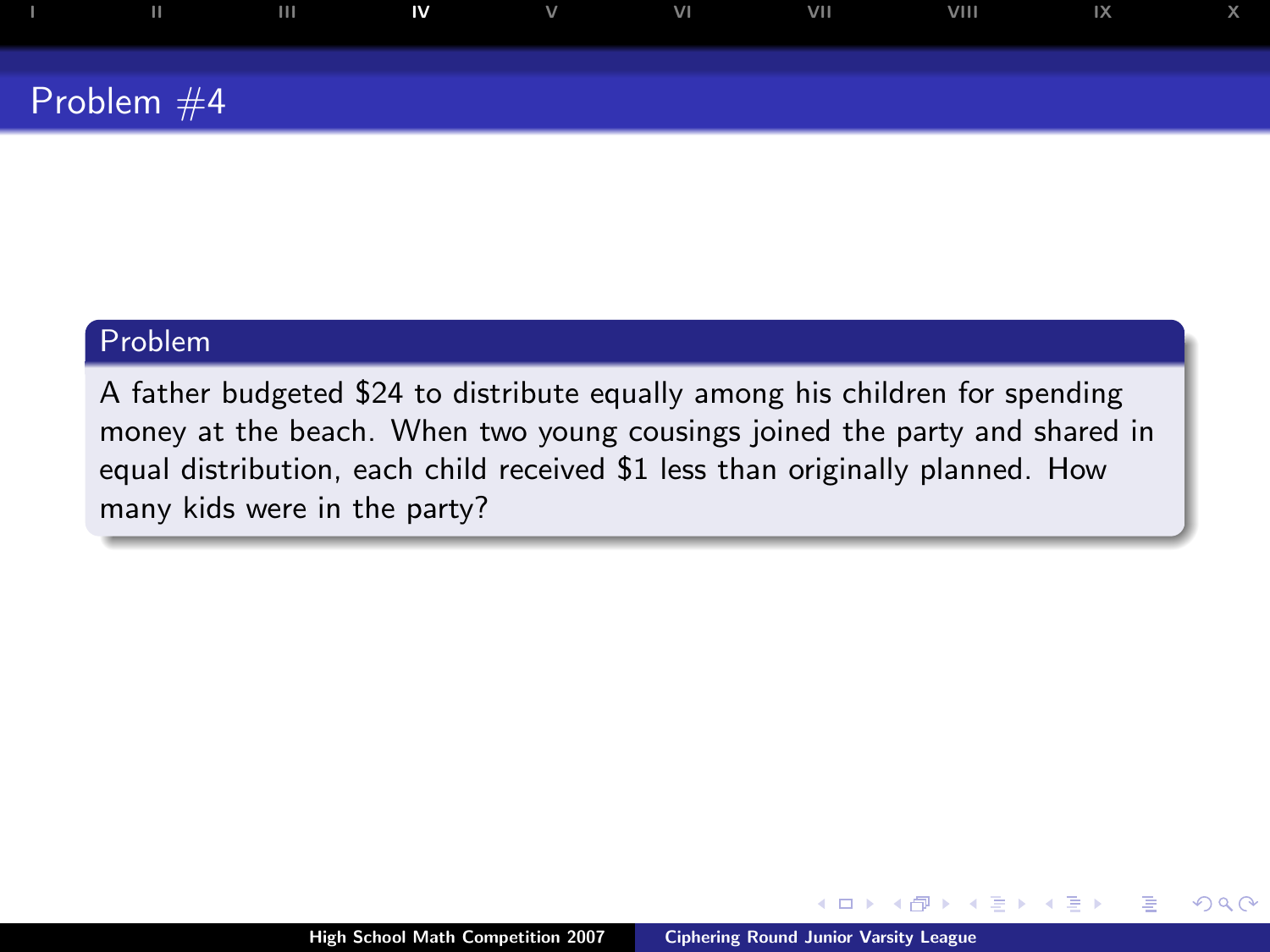## Problem #4

### Problem

A father budgeted \$24 to distribute equally among his children for spending money at the beach. When two young cousings joined the party and shared in equal distribution, each child received \$1 less than originally planned. How many kids were in the party?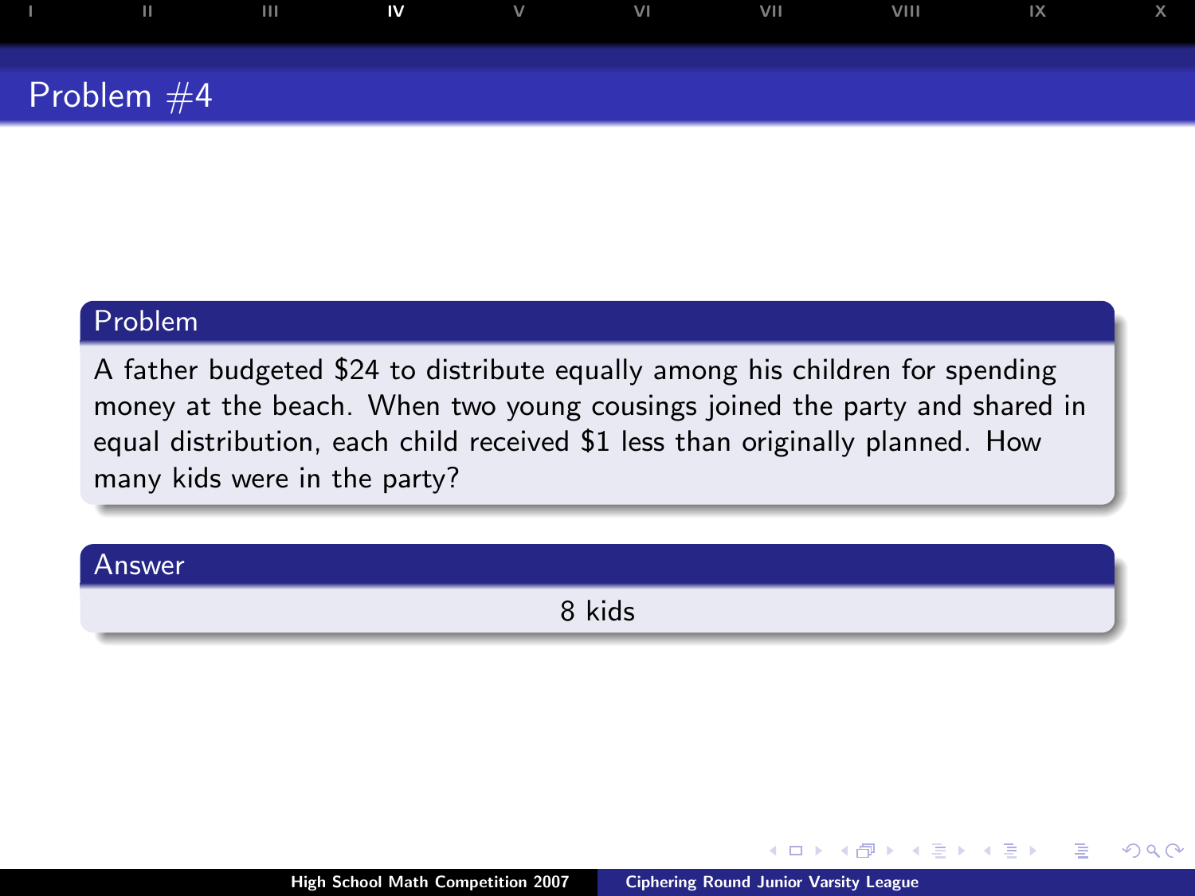## Problem #4

### Problem

A father budgeted $24 to distribute equally among his children for spending money at the beach. When two young cousings joined the party and shared in equal distribution, each child received $1 less than originally planned. How many kids were in the party?

### Answer

8 kids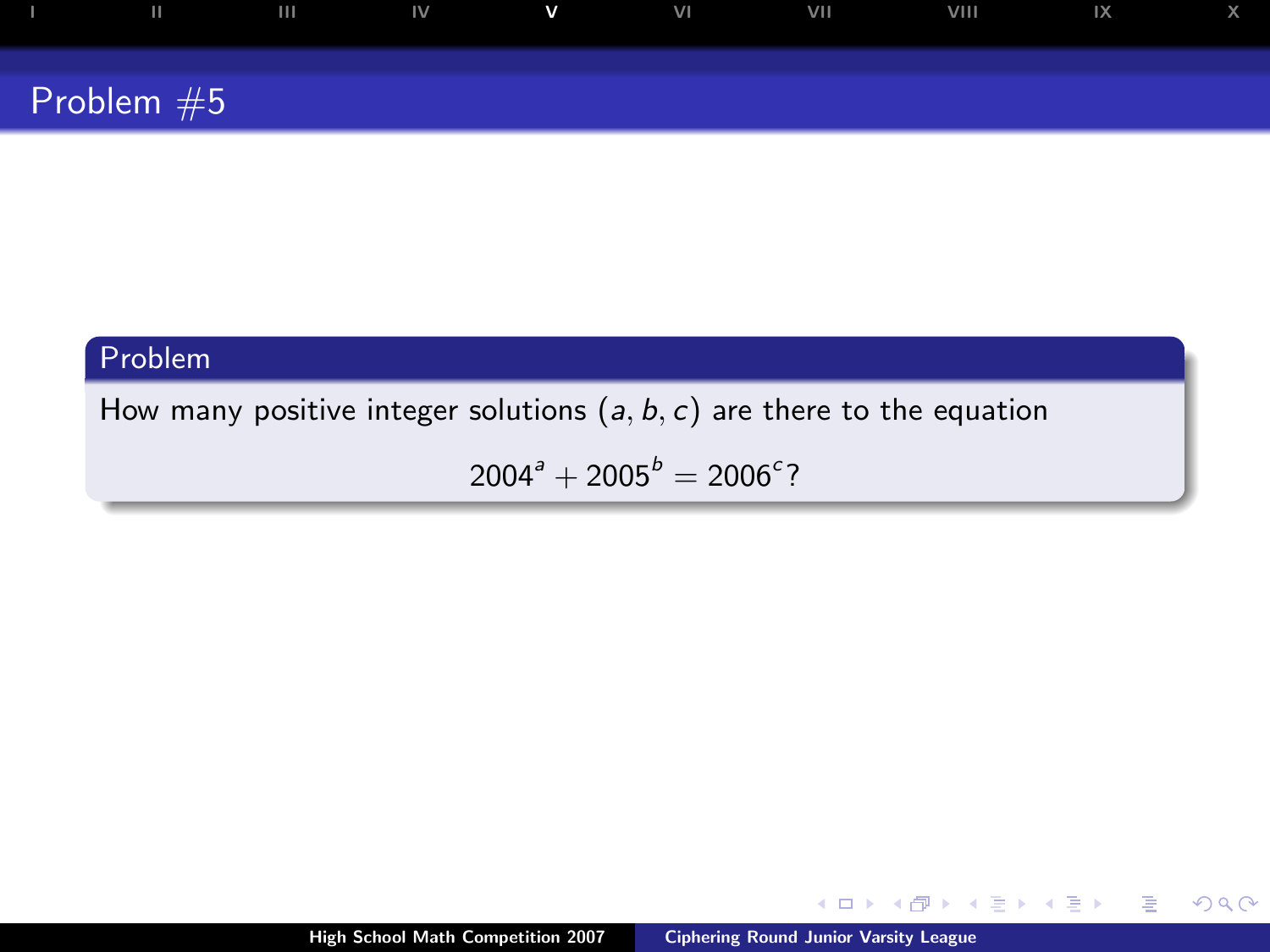# Problem #5

## Problem

How many positive integer solutions $(a, b, c)$ are there to the equation

$$2004^a + 2005^b = 2006^c?$$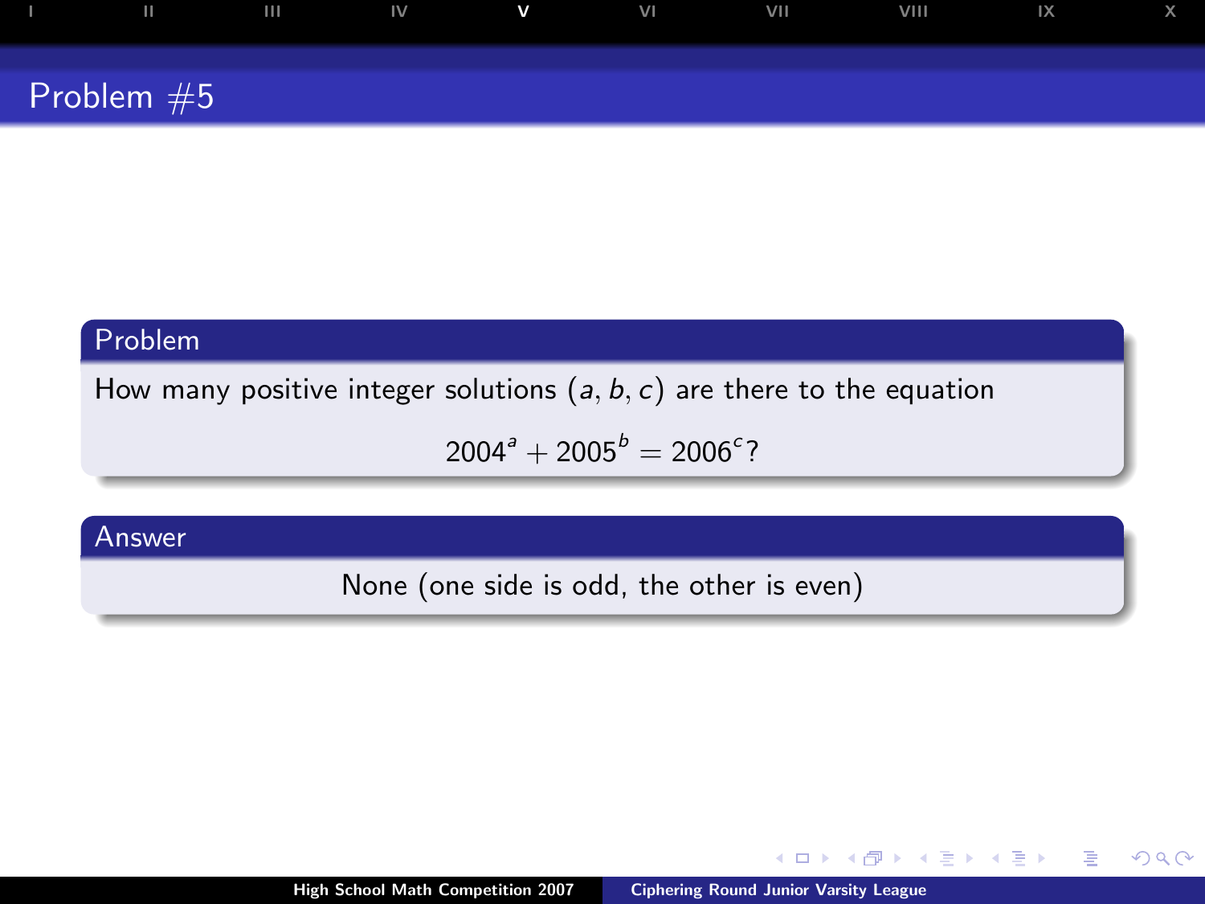# Problem #5

## Problem

How many positive integer solutions $(a, b, c)$ are there to the equation

$$2004^a + 2005^b = 2006^c?$$

## Answer

None (one side is odd, the other is even)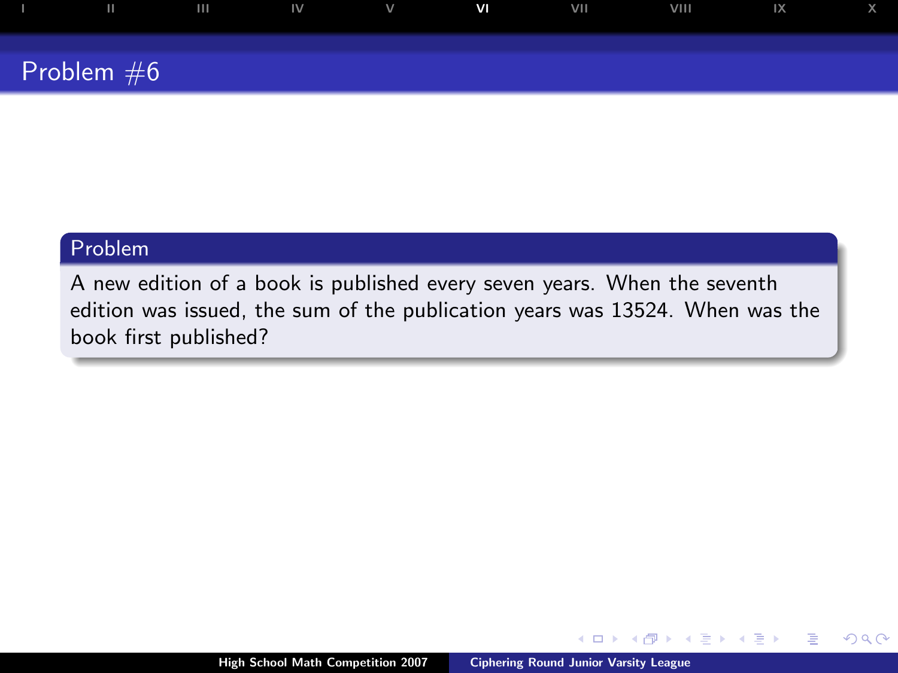# Problem #6

## Problem

A new edition of a book is published every seven years. When the seventh edition was issued, the sum of the publication years was 13524. When was the book first published?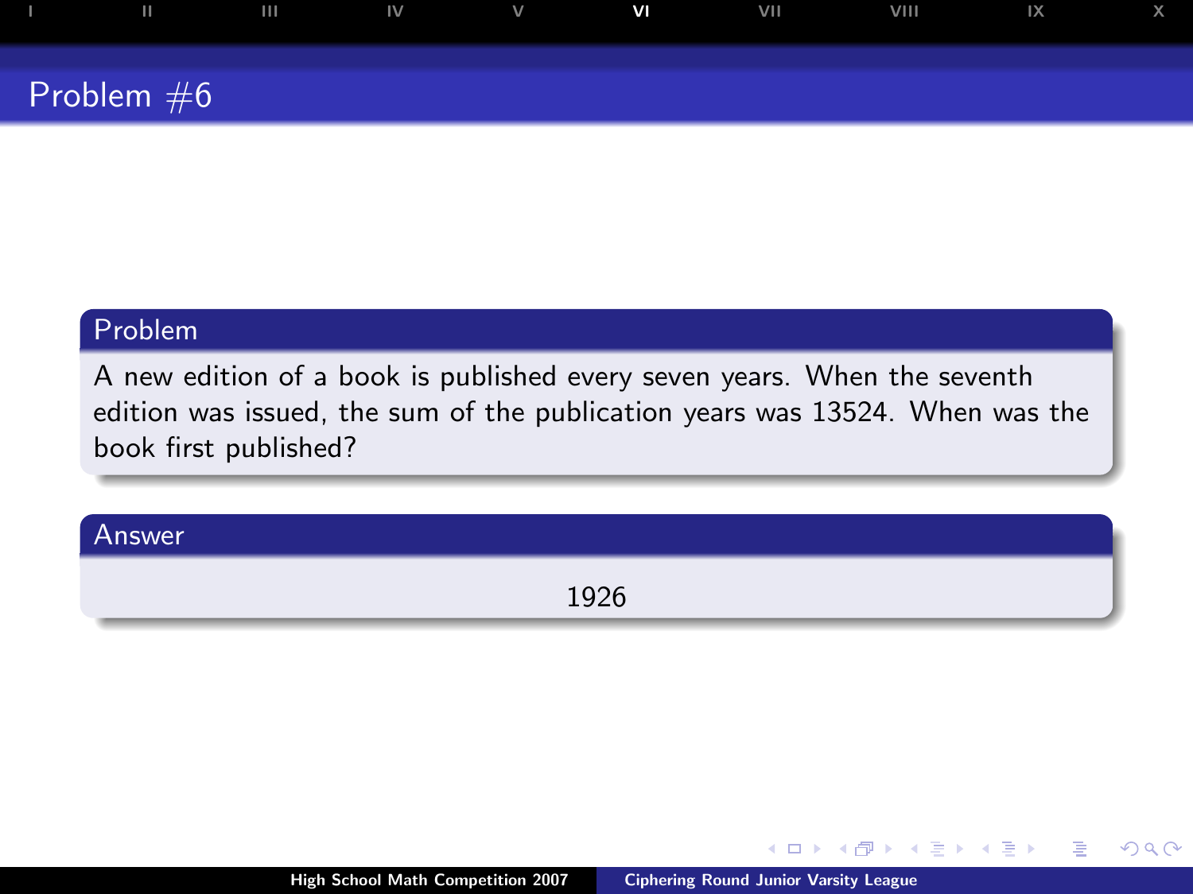## Problem #6

### Problem

A new edition of a book is published every seven years. When the seventh edition was issued, the sum of the publication years was 13524. When was the book first published?

### Answer

1926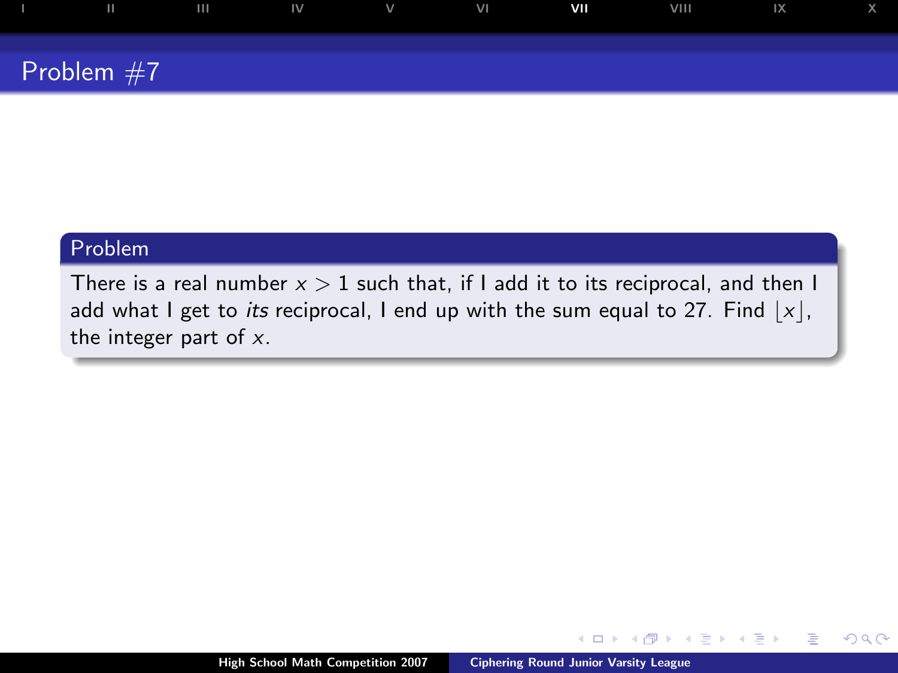# Problem #7

## Problem

There is a real number $x > 1$ such that, if I add it to its reciprocal, and then I add what I get to *its* reciprocal, I end up with the sum equal to 27. Find $\lfloor x \rfloor$, the integer part of $x$.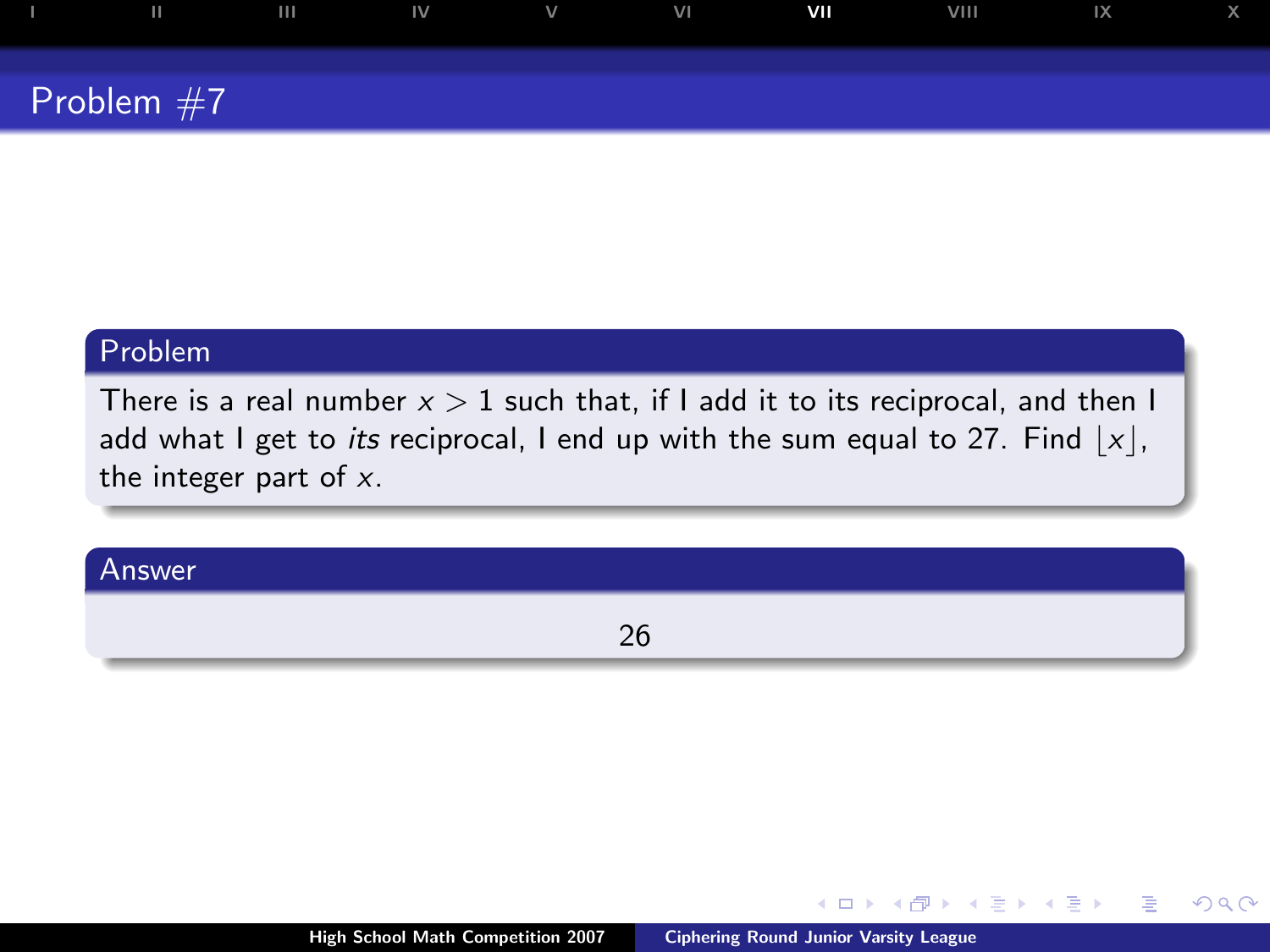# Problem #7

## Problem

There is a real number $x > 1$ such that, if I add it to its reciprocal, and then I add what I get to *its* reciprocal, I end up with the sum equal to 27. Find $\lfloor x \rfloor$, the integer part of $x$.

## Answer

26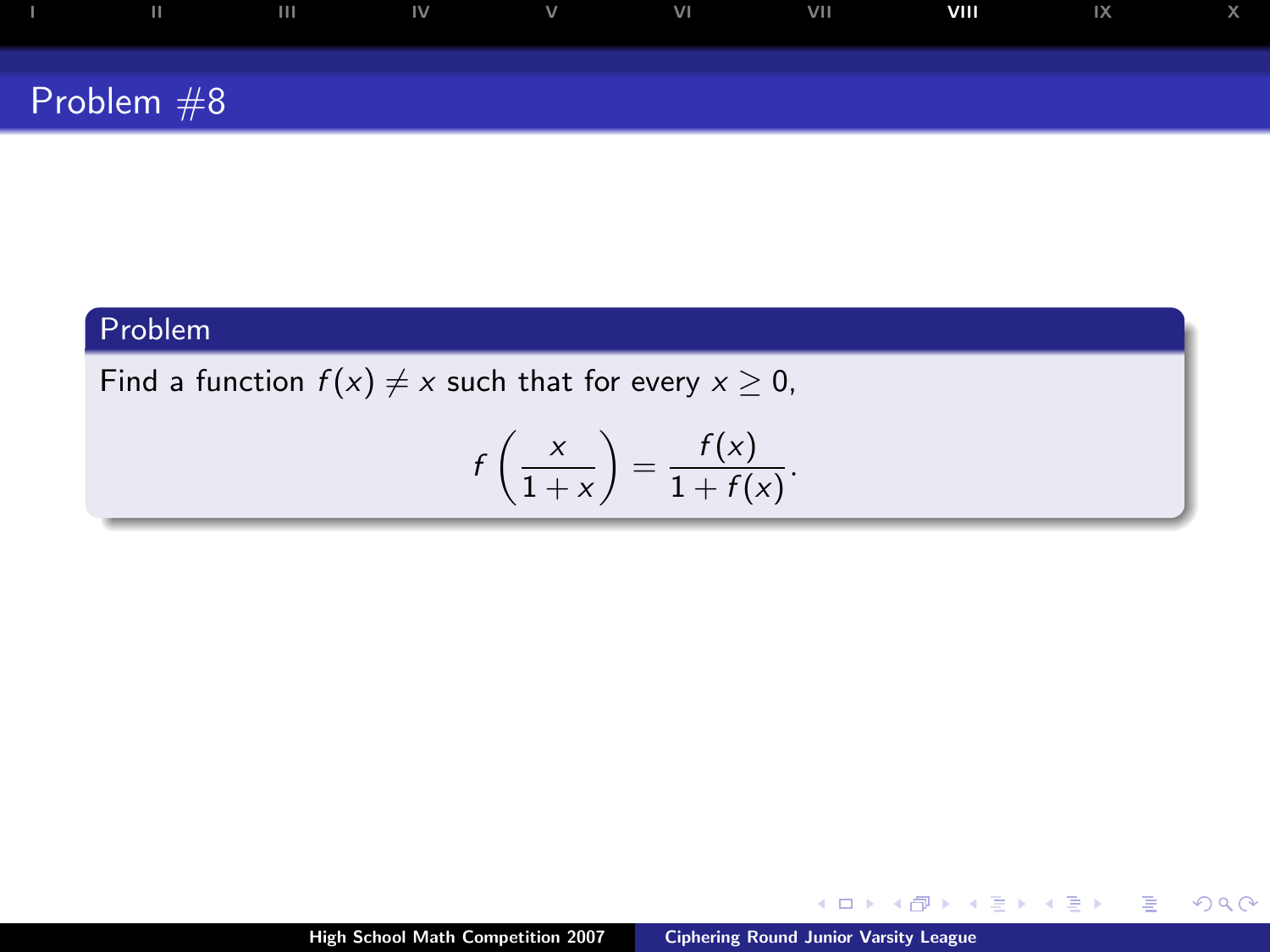# Problem #8

## Problem

Find a function $f(x) \neq x$ such that for every $x \geq 0$,

$$f\left(\frac{x}{1+x}\right) = \frac{f(x)}{1+f(x)}.$$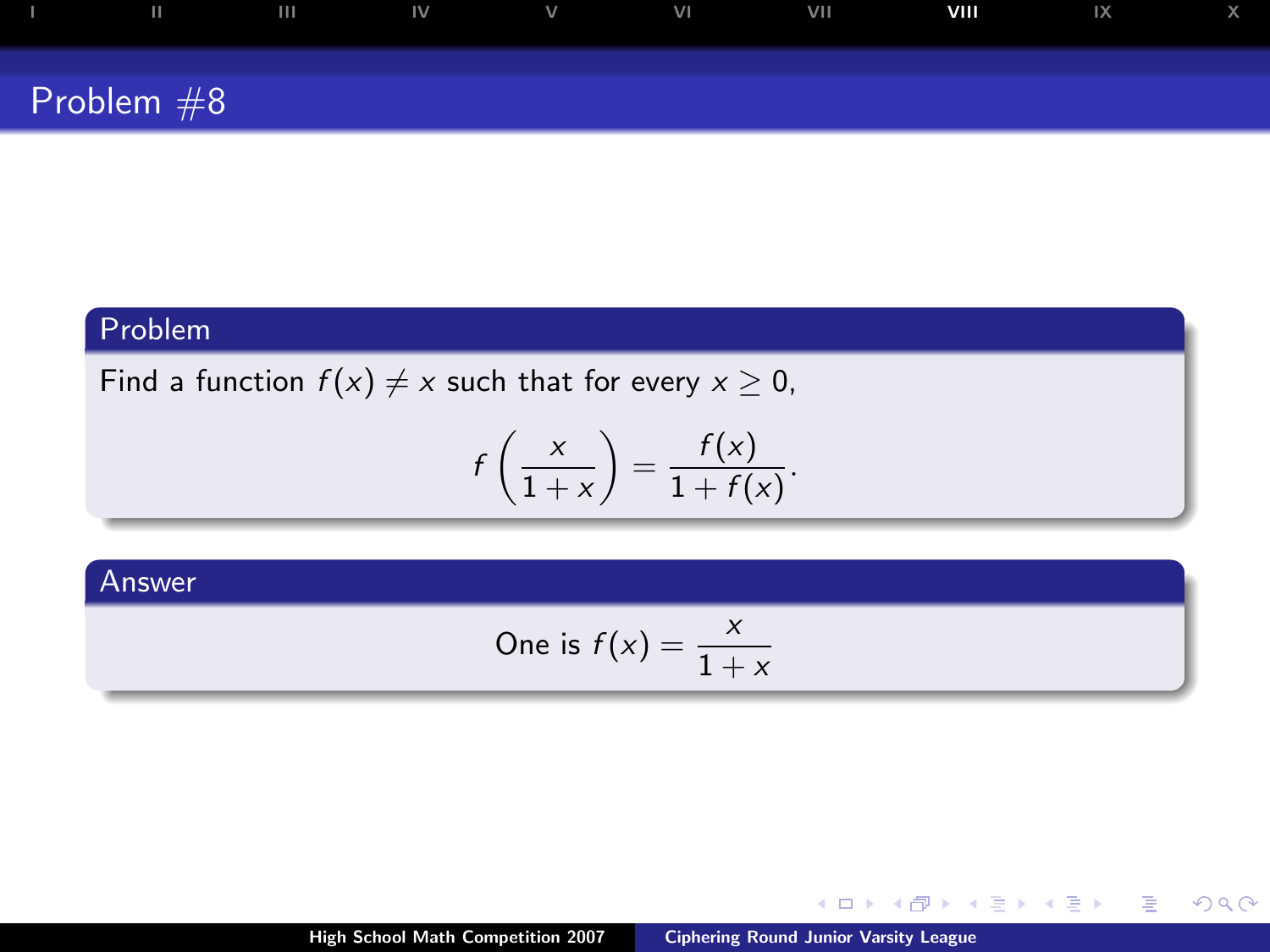# Problem #8

## Problem

Find a function $f(x) \neq x$ such that for every $x \geq 0$,

$$f\left(\frac{x}{1+x}\right) = \frac{f(x)}{1+f(x)}.$$

## Answer

$$\text{One is } f(x) = \frac{x}{1+x}$$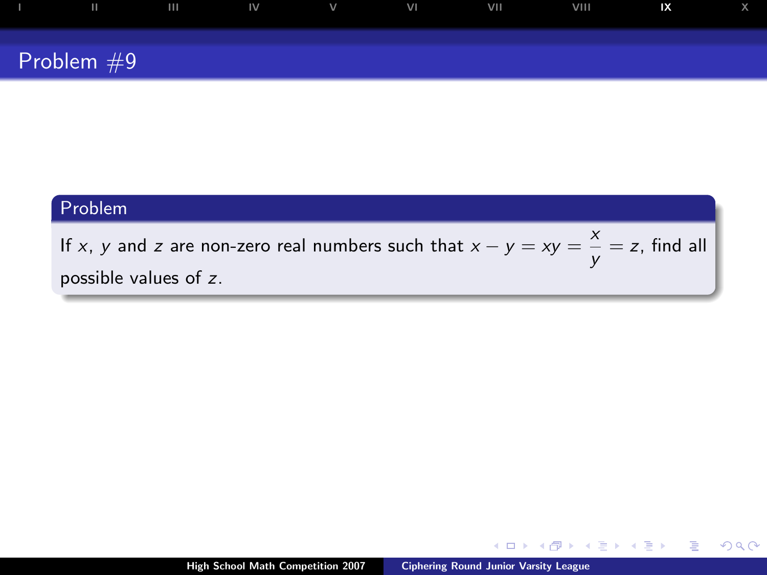## Problem #9

**Problem**

If $x$, $y$ and $z$ are non-zero real numbers such that $x - y = xy = \frac{x}{y} = z$, find all possible values of $z$.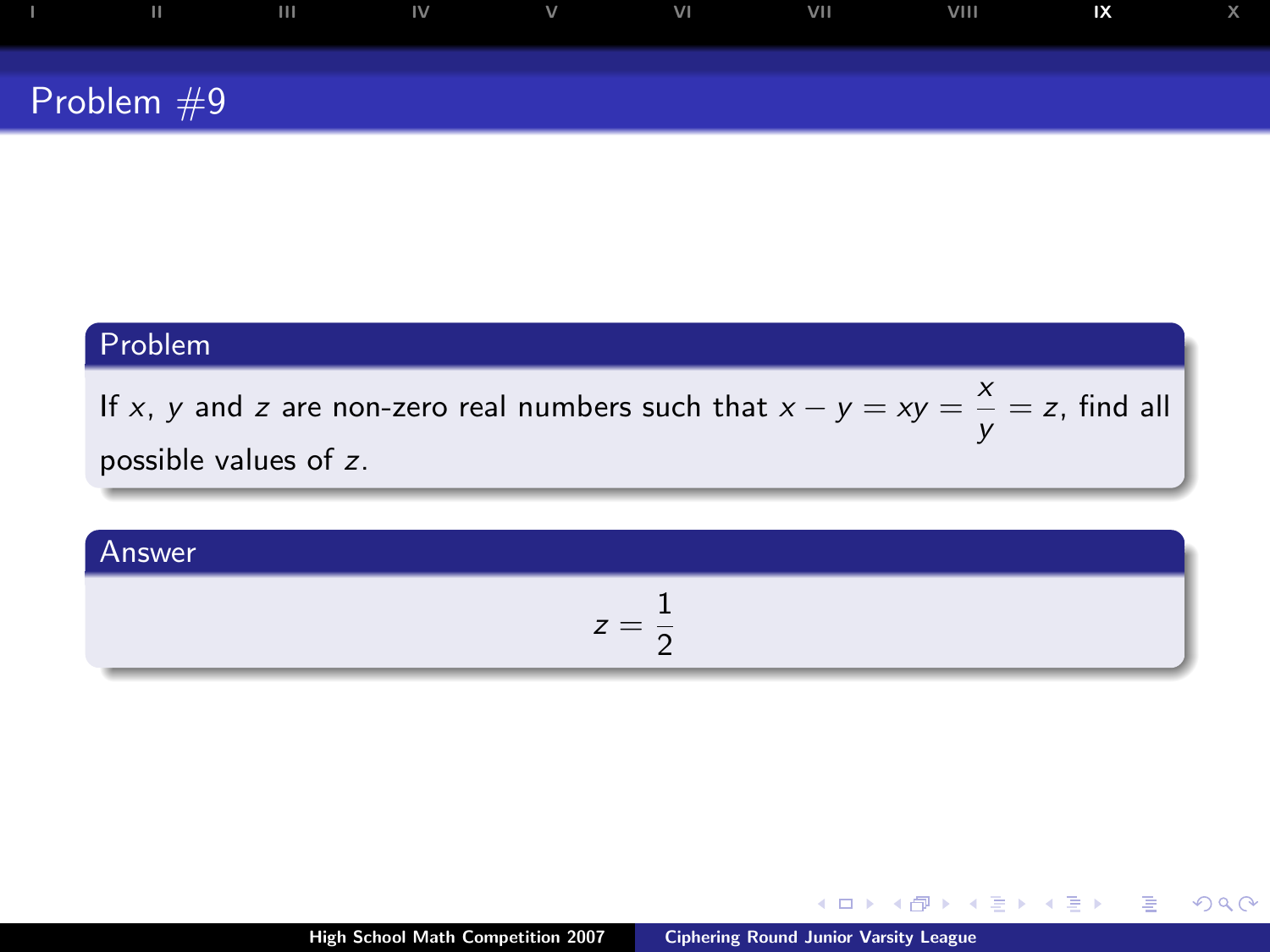# Problem #9

## Problem

If $x$, $y$ and $z$ are non-zero real numbers such that $x - y = xy = \dfrac{x}{y} = z$, find all possible values of $z$.

## Answer

$$z = \frac{1}{2}$$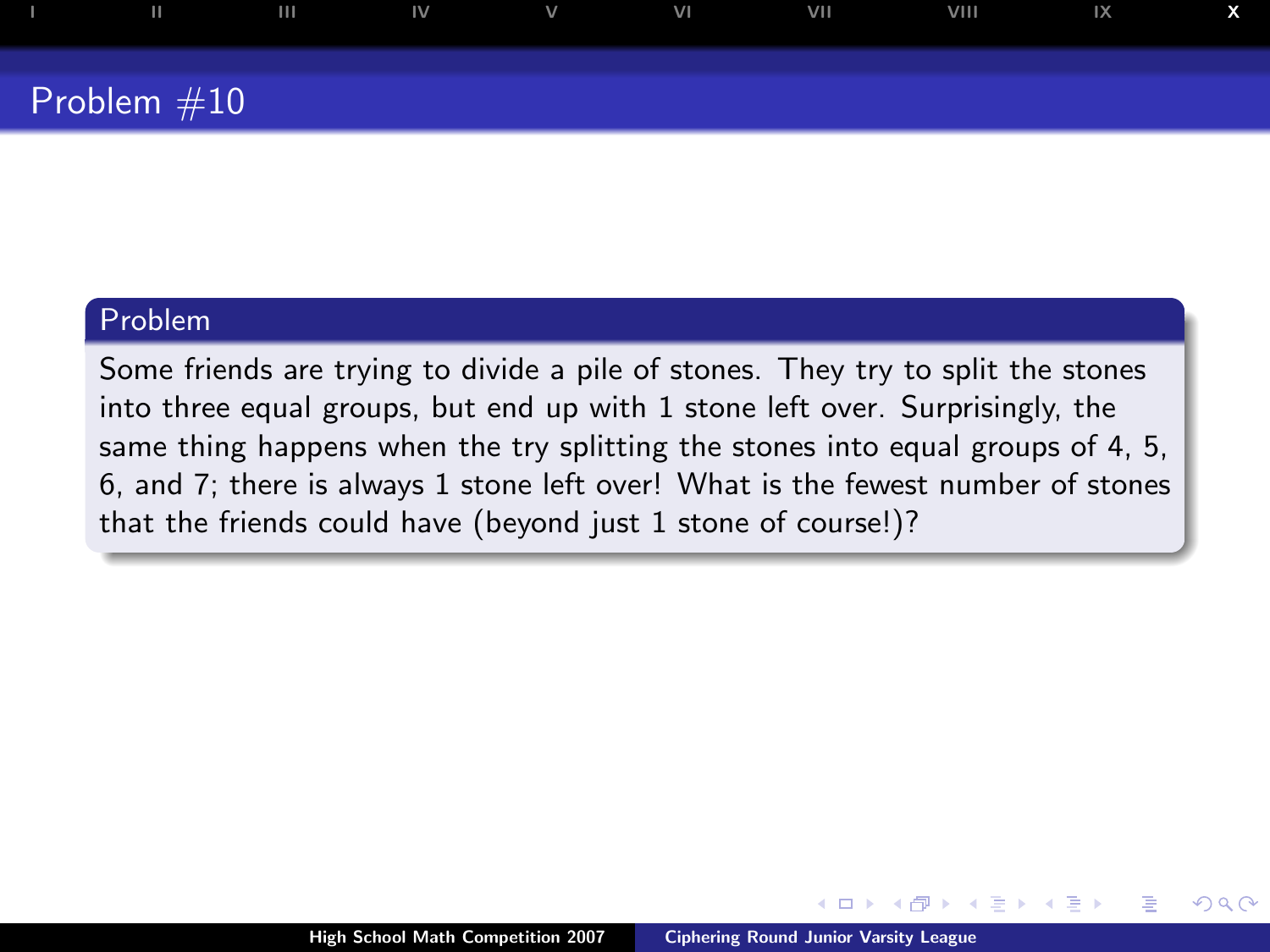## Problem #10

### Problem

Some friends are trying to divide a pile of stones. They try to split the stones into three equal groups, but end up with 1 stone left over. Surprisingly, the same thing happens when the try splitting the stones into equal groups of 4, 5, 6, and 7; there is always 1 stone left over! What is the fewest number of stones that the friends could have (beyond just 1 stone of course!)?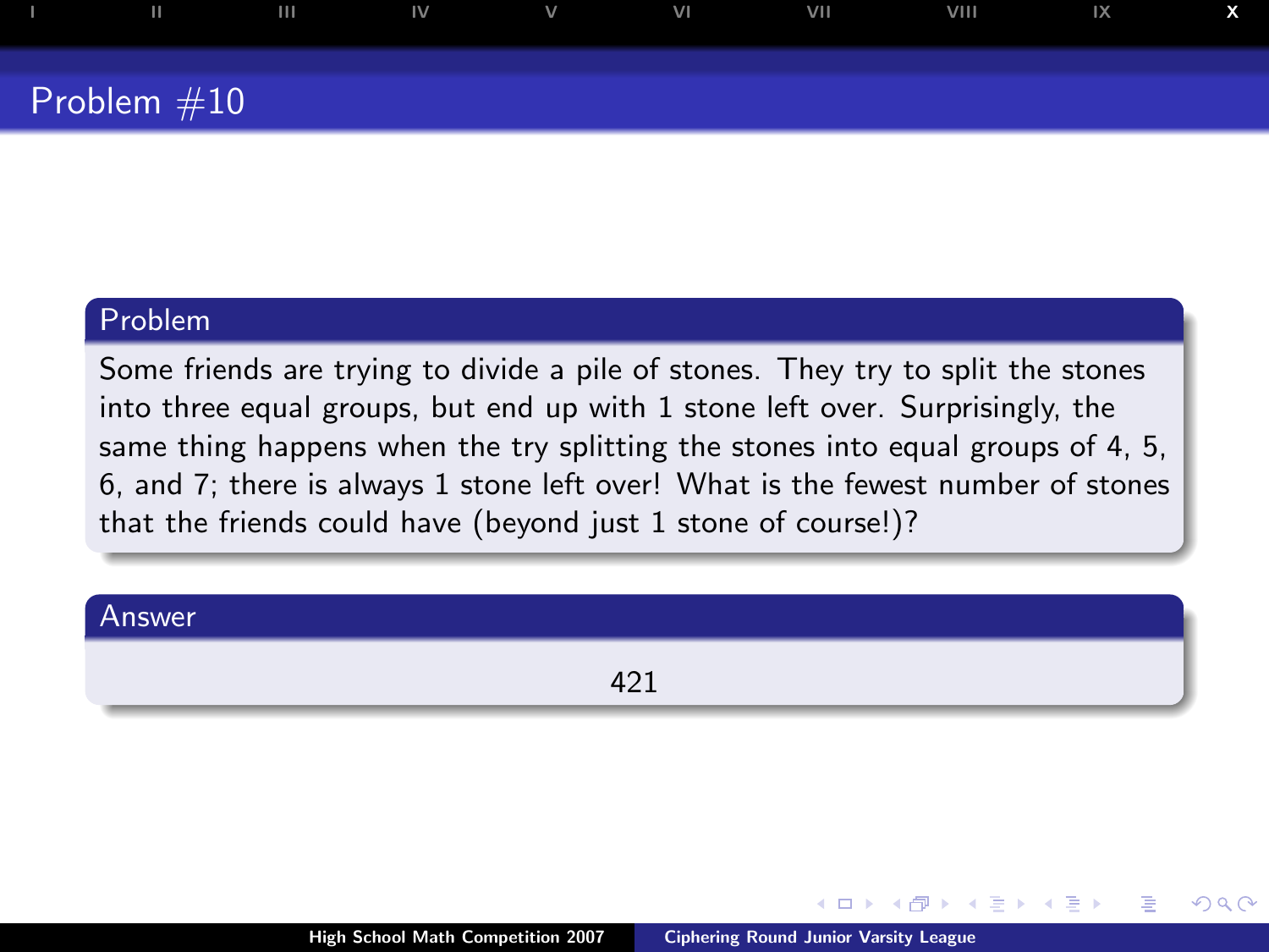# Problem #10

## Problem

Some friends are trying to divide a pile of stones. They try to split the stones into three equal groups, but end up with 1 stone left over. Surprisingly, the same thing happens when the try splitting the stones into equal groups of 4, 5, 6, and 7; there is always 1 stone left over! What is the fewest number of stones that the friends could have (beyond just 1 stone of course!)?

## Answer

421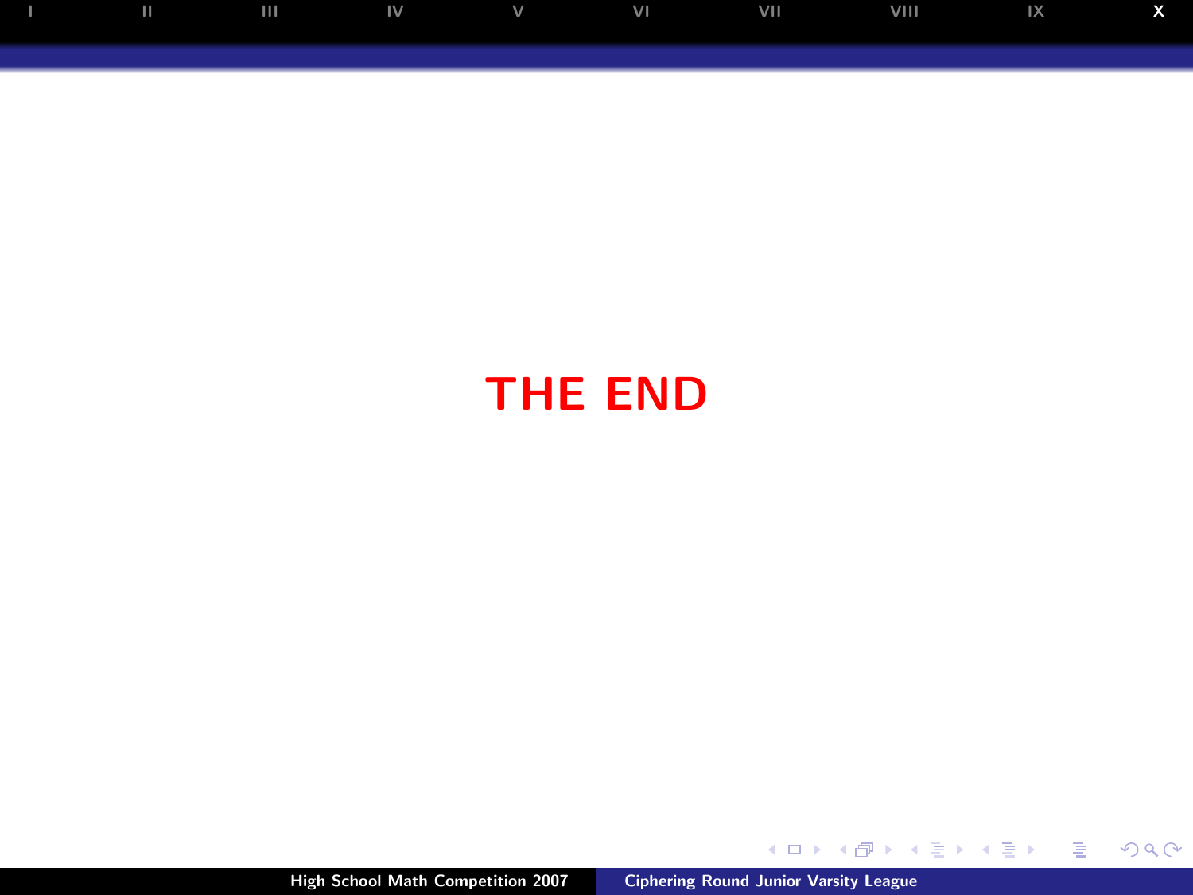**THE END**